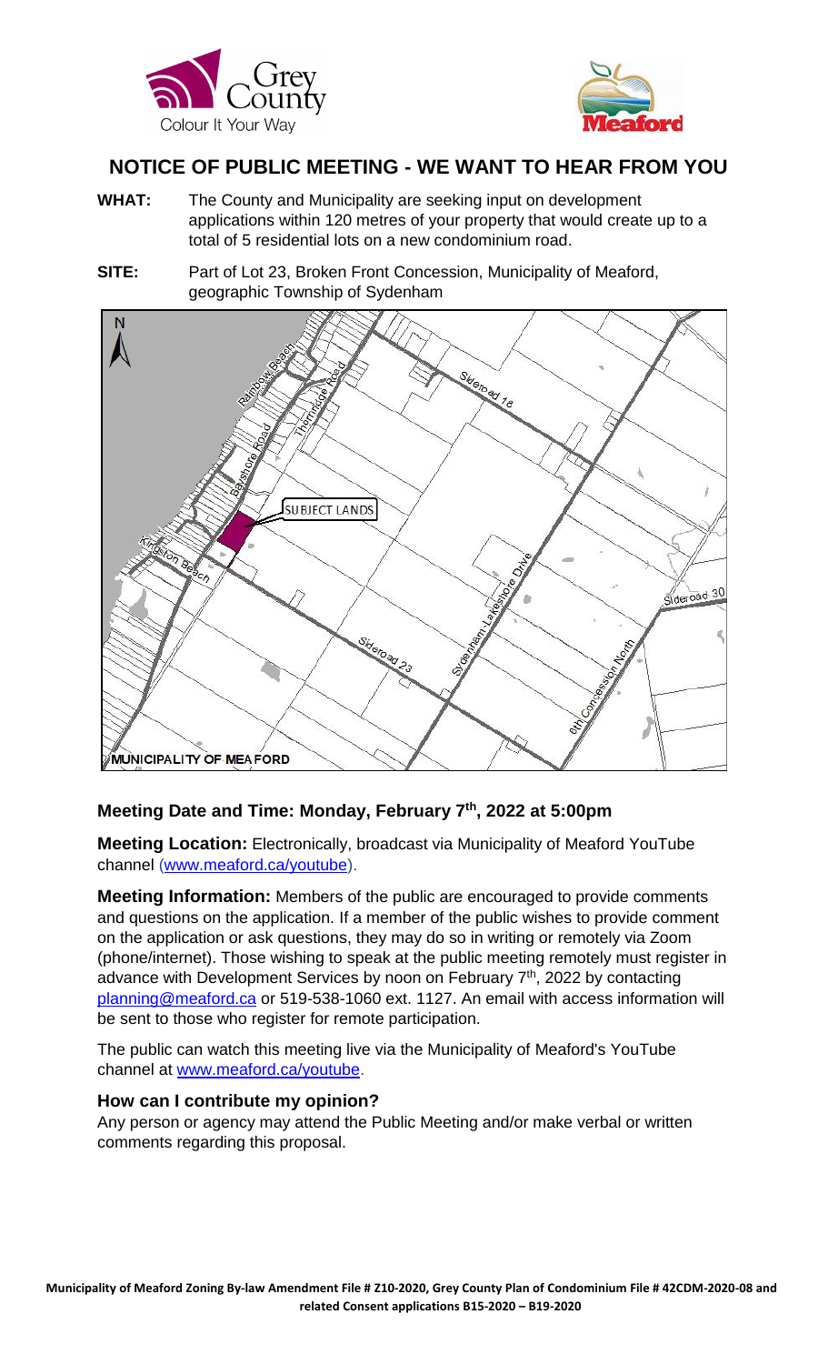# NOTICE OF PUBLIC MEETING - WE WANT TO HEAR FROM YOU

**WHAT:** The County and Municipality are seeking input on development applications within 120 metres of your property that would create up to a total of 5 residential lots on a new condominium road.

**SITE:** Part of Lot 23, Broken Front Concession, Municipality of Meaford, geographic Township of Sydenham

## Meeting Date and Time: Monday, February 7th, 2022 at 5:00pm

**Meeting Location:** Electronically, broadcast via Municipality of Meaford YouTube channel (www.meaford.ca/youtube).

**Meeting Information:** Members of the public are encouraged to provide comments and questions on the application. If a member of the public wishes to provide comment on the application or ask questions, they may do so in writing or remotely via Zoom (phone/internet). Those wishing to speak at the public meeting remotely must register in advance with Development Services by noon on February 7th, 2022 by contacting planning@meaford.ca or 519-538-1060 ext. 1127. An email with access information will be sent to those who register for remote participation.

The public can watch this meeting live via the Municipality of Meaford's YouTube channel at www.meaford.ca/youtube.

### How can I contribute my opinion?

Any person or agency may attend the Public Meeting and/or make verbal or written comments regarding this proposal.

**Municipality of Meaford Zoning By-law Amendment File # Z10-2020, Grey County Plan of Condominium File # 42CDM-2020-08 and related Consent applications B15-2020 – B19-2020**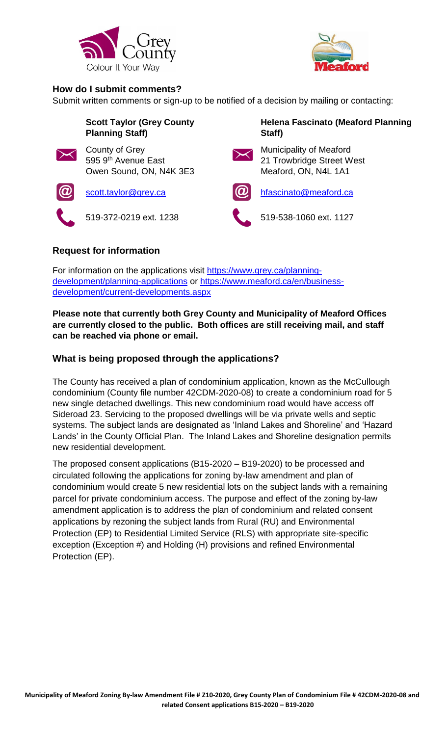## How do I submit comments?

Submit written comments or sign-up to be notified of a decision by mailing or contacting:

**Scott Taylor (Grey County Planning Staff)**

County of Grey
595 9th Avenue East
Owen Sound, ON, N4K 3E3

scott.taylor@grey.ca

519-372-0219 ext. 1238

**Helena Fascinato (Meaford Planning Staff)**

Municipality of Meaford
21 Trowbridge Street West
Meaford, ON, N4L 1A1

hfascinato@meaford.ca

519-538-1060 ext. 1127

## Request for information

For information on the applications visit https://www.grey.ca/planning-development/planning-applications or https://www.meaford.ca/en/business-development/current-developments.aspx

**Please note that currently both Grey County and Municipality of Meaford Offices are currently closed to the public. Both offices are still receiving mail, and staff can be reached via phone or email.**

## What is being proposed through the applications?

The County has received a plan of condominium application, known as the McCullough condominium (County file number 42CDM-2020-08) to create a condominium road for 5 new single detached dwellings. This new condominium road would have access off Sideroad 23. Servicing to the proposed dwellings will be via private wells and septic systems. The subject lands are designated as 'Inland Lakes and Shoreline' and 'Hazard Lands' in the County Official Plan. The Inland Lakes and Shoreline designation permits new residential development.

The proposed consent applications (B15-2020 – B19-2020) to be processed and circulated following the applications for zoning by-law amendment and plan of condominium would create 5 new residential lots on the subject lands with a remaining parcel for private condominium access. The purpose and effect of the zoning by-law amendment application is to address the plan of condominium and related consent applications by rezoning the subject lands from Rural (RU) and Environmental Protection (EP) to Residential Limited Service (RLS) with appropriate site-specific exception (Exception #) and Holding (H) provisions and refined Environmental Protection (EP).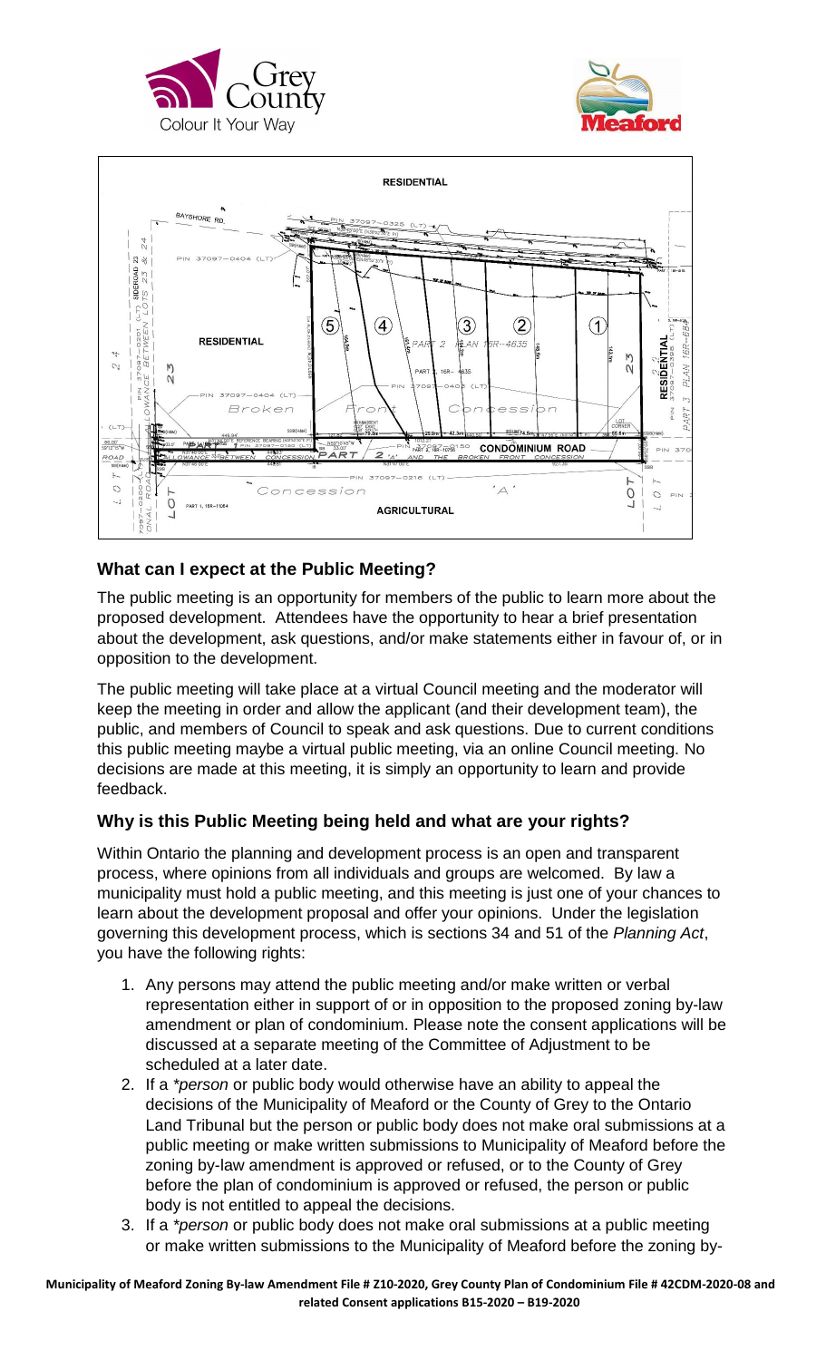## What can I expect at the Public Meeting?

The public meeting is an opportunity for members of the public to learn more about the proposed development. Attendees have the opportunity to hear a brief presentation about the development, ask questions, and/or make statements either in favour of, or in opposition to the development.

The public meeting will take place at a virtual Council meeting and the moderator will keep the meeting in order and allow the applicant (and their development team), the public, and members of Council to speak and ask questions. Due to current conditions this public meeting maybe a virtual public meeting, via an online Council meeting. No decisions are made at this meeting, it is simply an opportunity to learn and provide feedback.

## Why is this Public Meeting being held and what are your rights?

Within Ontario the planning and development process is an open and transparent process, where opinions from all individuals and groups are welcomed. By law a municipality must hold a public meeting, and this meeting is just one of your chances to learn about the development proposal and offer your opinions. Under the legislation governing this development process, which is sections 34 and 51 of the *Planning Act*, you have the following rights:

1. Any persons may attend the public meeting and/or make written or verbal representation either in support of or in opposition to the proposed zoning by-law amendment or plan of condominium. Please note the consent applications will be discussed at a separate meeting of the Committee of Adjustment to be scheduled at a later date.
2. If a *\*person* or public body would otherwise have an ability to appeal the decisions of the Municipality of Meaford or the County of Grey to the Ontario Land Tribunal but the person or public body does not make oral submissions at a public meeting or make written submissions to Municipality of Meaford before the zoning by-law amendment is approved or refused, or to the County of Grey before the plan of condominium is approved or refused, the person or public body is not entitled to appeal the decisions.
3. If a *\*person* or public body does not make oral submissions at a public meeting or make written submissions to the Municipality of Meaford before the zoning by-

**Municipality of Meaford Zoning By-law Amendment File # Z10-2020, Grey County Plan of Condominium File # 42CDM-2020-08 and related Consent applications B15-2020 – B19-2020**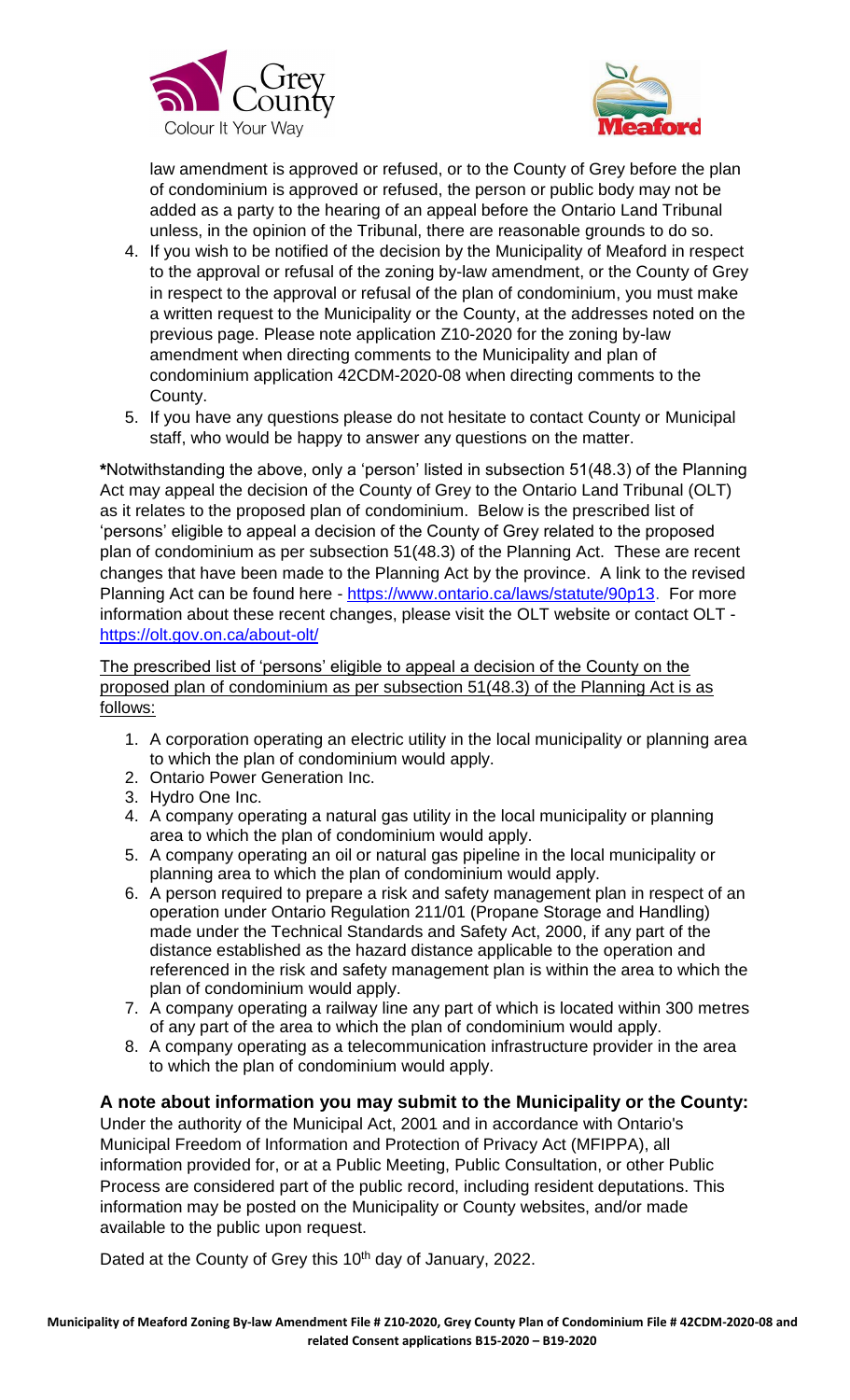law amendment is approved or refused, or to the County of Grey before the plan of condominium is approved or refused, the person or public body may not be added as a party to the hearing of an appeal before the Ontario Land Tribunal unless, in the opinion of the Tribunal, there are reasonable grounds to do so.

4. If you wish to be notified of the decision by the Municipality of Meaford in respect to the approval or refusal of the zoning by-law amendment, or the County of Grey in respect to the approval or refusal of the plan of condominium, you must make a written request to the Municipality or the County, at the addresses noted on the previous page. Please note application Z10-2020 for the zoning by-law amendment when directing comments to the Municipality and plan of condominium application 42CDM-2020-08 when directing comments to the County.
5. If you have any questions please do not hesitate to contact County or Municipal staff, who would be happy to answer any questions on the matter.

**\***Notwithstanding the above, only a 'person' listed in subsection 51(48.3) of the Planning Act may appeal the decision of the County of Grey to the Ontario Land Tribunal (OLT) as it relates to the proposed plan of condominium. Below is the prescribed list of 'persons' eligible to appeal a decision of the County of Grey related to the proposed plan of condominium as per subsection 51(48.3) of the Planning Act. These are recent changes that have been made to the Planning Act by the province. A link to the revised Planning Act can be found here - https://www.ontario.ca/laws/statute/90p13. For more information about these recent changes, please visit the OLT website or contact OLT - https://olt.gov.on.ca/about-olt/

The prescribed list of 'persons' eligible to appeal a decision of the County on the proposed plan of condominium as per subsection 51(48.3) of the Planning Act is as follows:

1. A corporation operating an electric utility in the local municipality or planning area to which the plan of condominium would apply.
2. Ontario Power Generation Inc.
3. Hydro One Inc.
4. A company operating a natural gas utility in the local municipality or planning area to which the plan of condominium would apply.
5. A company operating an oil or natural gas pipeline in the local municipality or planning area to which the plan of condominium would apply.
6. A person required to prepare a risk and safety management plan in respect of an operation under Ontario Regulation 211/01 (Propane Storage and Handling) made under the Technical Standards and Safety Act, 2000, if any part of the distance established as the hazard distance applicable to the operation and referenced in the risk and safety management plan is within the area to which the plan of condominium would apply.
7. A company operating a railway line any part of which is located within 300 metres of any part of the area to which the plan of condominium would apply.
8. A company operating as a telecommunication infrastructure provider in the area to which the plan of condominium would apply.

### A note about information you may submit to the Municipality or the County:

Under the authority of the Municipal Act, 2001 and in accordance with Ontario's Municipal Freedom of Information and Protection of Privacy Act (MFIPPA), all information provided for, or at a Public Meeting, Public Consultation, or other Public Process are considered part of the public record, including resident deputations. This information may be posted on the Municipality or County websites, and/or made available to the public upon request.

Dated at the County of Grey this 10th day of January, 2022.